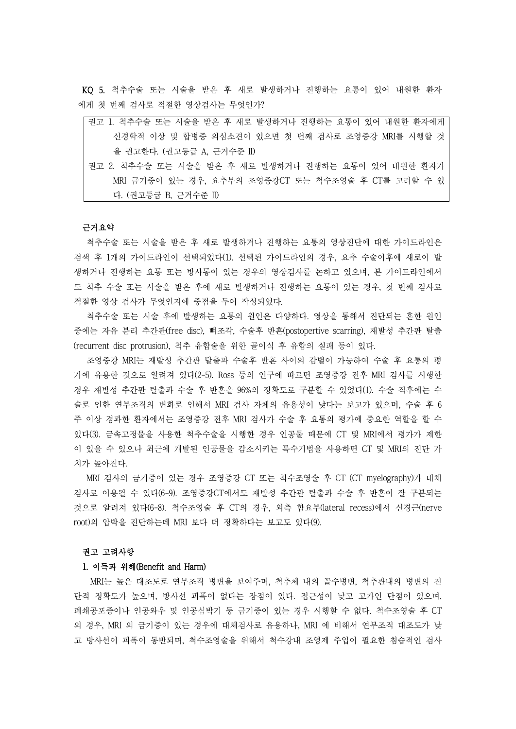**KQ 5.** 척추수술 또는 시술을 받은 후 새로 발생하거나 진행하는 요통이 있어 내원한 환자에게 첫 번째 검사로 적절한 영상검사는 무엇인가?

| 권고 1. 척추수술 또는 시술을 받은 후 새로 발생하거나 진행하는 요통이 있어 내원한 환자에게 신경학적 이상 및 합병증 의심소견이 있으면 첫 번째 검사로 조영증강 MRI를 시행할 것을 권고한다. (권고등급 A, 근거수준 II)<br>권고 2. 척추수술 또는 시술을 받은 후 새로 발생하거나 진행하는 요통이 있어 내원한 환자가 MRI 금기증이 있는 경우, 요추부의 조영증강CT 또는 척수조영술 후 CT를 고려할 수 있다. (권고등급 B, 근거수준 II) |
|---|

**근거요약**

척추수술 또는 시술을 받은 후 새로 발생하거나 진행하는 요통의 영상진단에 대한 가이드라인은 검색 후 1개의 가이드라인이 선택되었다(1). 선택된 가이드라인의 경우, 요추 수술이후에 새로이 발생하거나 진행하는 요통 또는 방사통이 있는 경우의 영상검사를 논하고 있으며, 본 가이드라인에서도 척추 수술 또는 시술을 받은 후에 새로 발생하거나 진행하는 요통이 있는 경우, 첫 번째 검사로 적절한 영상 검사가 무엇인지에 중점을 두어 작성되었다.

척추수술 또는 시술 후에 발생하는 요통의 원인은 다양하다. 영상을 통해서 진단되는 흔한 원인 중에는 자유 분리 추간판(free disc), 뼈조각, 수술후 반흔(postopertive scarring), 재발성 추간판 탈출(recurrent disc protrusion), 척추 유합술을 위한 골이식 후 유합의 실패 등이 있다.

조영증강 MRI는 재발성 추간판 탈출과 수술후 반흔 사이의 감별이 가능하여 수술 후 요통의 평가에 유용한 것으로 알려져 있다(2-5). Ross 등의 연구에 따르면 조영증강 전후 MRI 검사를 시행한 경우 재발성 추간판 탈출과 수술 후 반흔을 96%의 정확도로 구분할 수 있었다(1). 수술 직후에는 수술로 인한 연부조직의 변화로 인해서 MRI 검사 자체의 유용성이 낮다는 보고가 있으며, 수술 후 6주 이상 경과한 환자에서는 조영증강 전후 MRI 검사가 수술 후 요통의 평가에 중요한 역할을 할 수 있다(3). 금속고정물을 사용한 척추수술을 시행한 경우 인공물 때문에 CT 및 MRI에서 평가가 제한이 있을 수 있으나 최근에 개발된 인공물을 감소시키는 특수기법을 사용하면 CT 및 MRI의 진단 가치가 높아진다.

MRI 검사의 금기증이 있는 경우 조영증강 CT 또는 척수조영술 후 CT (CT myelography)가 대체 검사로 이용될 수 있다(6-9). 조영증강CT에서도 재발성 추간판 탈출과 수술 후 반흔이 잘 구분되는 것으로 알려져 있다(6-8). 척수조영술 후 CT의 경우, 외측 함요부(lateral recess)에서 신경근(nerve root)의 압박을 진단하는데 MRI 보다 더 정확하다는 보고도 있다(9).

**권고 고려사항**

**1. 이득과 위해(Benefit and Harm)**

MRI는 높은 대조도로 연부조직 병변을 보여주며, 척추체 내의 골수병변, 척추관내의 병변의 진단적 정확도가 높으며, 방사선 피폭이 없다는 장점이 있다. 접근성이 낮고 고가인 단점이 있으며, 폐쇄공포증이나 인공와우 및 인공심박기 등 금기증이 있는 경우 시행할 수 없다. 척수조영술 후 CT의 경우, MRI 의 금기증이 있는 경우에 대체검사로 유용하나, MRI 에 비해서 연부조직 대조도가 낮고 방사선이 피폭이 동반되며, 척수조영술을 위해서 척수강내 조영제 주입이 필요한 침습적인 검사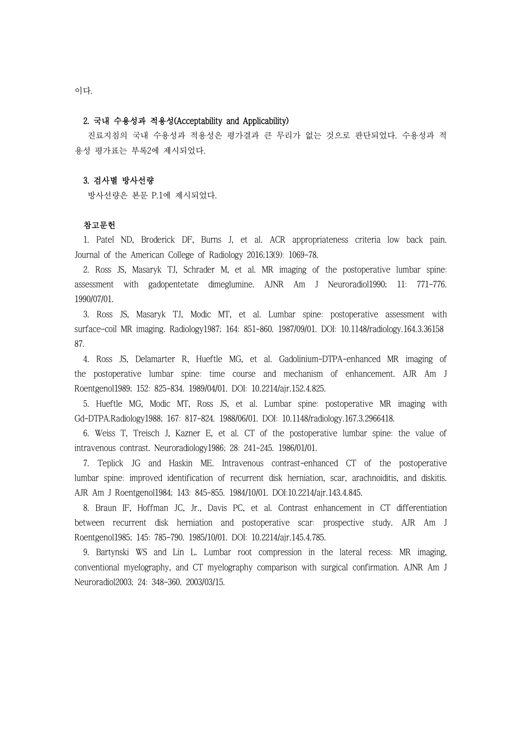이다.

### 2. 국내 수용성과 적용성(Acceptability and Applicability)

진료지침의 국내 수용성과 적용성은 평가결과 큰 무리가 없는 것으로 판단되었다. 수용성과 적용성 평가표는 부록2에 제시되었다.

### 3. 검사별 방사선량

방사선량은 본문 P.1에 제시되었다.

### 참고문헌

1. Patel ND, Broderick DF, Burns J, et al. ACR appropriateness criteria low back pain. Journal of the American College of Radiology 2016;13(9): 1069-78.
2. Ross JS, Masaryk TJ, Schrader M, et al. MR imaging of the postoperative lumbar spine: assessment with gadopentetate dimeglumine. AJNR Am J Neuroradiol1990; 11: 771-776. 1990/07/01.
3. Ross JS, Masaryk TJ, Modic MT, et al. Lumbar spine: postoperative assessment with surface-coil MR imaging. Radiology1987; 164: 851-860. 1987/09/01. DOI: 10.1148/radiology.164.3.3615887.
4. Ross JS, Delamarter R, Hueftle MG, et al. Gadolinium-DTPA-enhanced MR imaging of the postoperative lumbar spine: time course and mechanism of enhancement. AJR Am J Roentgenol1989; 152: 825-834. 1989/04/01. DOI: 10.2214/ajr.152.4.825.
5. Hueftle MG, Modic MT, Ross JS, et al. Lumbar spine: postoperative MR imaging with Gd-DTPA.Radiology1988; 167: 817-824. 1988/06/01. DOI: 10.1148/radiology.167.3.2966418.
6. Weiss T, Treisch J, Kazner E, et al. CT of the postoperative lumbar spine: the value of intravenous contrast. Neuroradiology1986; 28: 241-245. 1986/01/01.
7. Teplick JG and Haskin ME. Intravenous contrast-enhanced CT of the postoperative lumbar spine: improved identification of recurrent disk herniation, scar, arachnoiditis, and diskitis. AJR Am J Roentgenol1984; 143: 845-855. 1984/10/01. DOI:10.2214/ajr.143.4.845.
8. Braun IF, Hoffman JC, Jr., Davis PC, et al. Contrast enhancement in CT differentiation between recurrent disk herniation and postoperative scar: prospective study. AJR Am J Roentgenol1985; 145: 785-790. 1985/10/01. DOI: 10.2214/ajr.145.4.785.
9. Bartynski WS and Lin L. Lumbar root compression in the lateral recess: MR imaging, conventional myelography, and CT myelography comparison with surgical confirmation. AJNR Am J Neuroradiol2003; 24: 348-360. 2003/03/15.